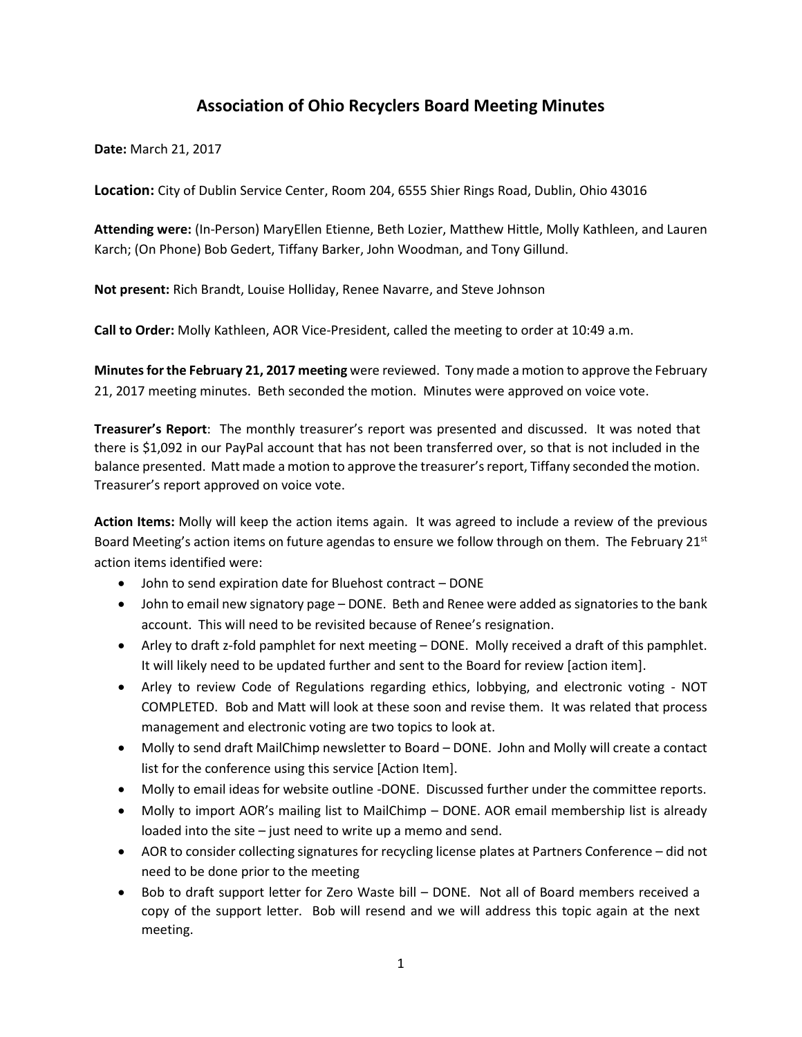# Association of Ohio Recyclers Board Meeting Minutes

**Date:** March 21, 2017

**Location:** City of Dublin Service Center, Room 204, 6555 Shier Rings Road, Dublin, Ohio 43016

**Attending were:** (In-Person) MaryEllen Etienne, Beth Lozier, Matthew Hittle, Molly Kathleen, and Lauren Karch; (On Phone) Bob Gedert, Tiffany Barker, John Woodman, and Tony Gillund.

**Not present:** Rich Brandt, Louise Holliday, Renee Navarre, and Steve Johnson

**Call to Order:** Molly Kathleen, AOR Vice-President, called the meeting to order at 10:49 a.m.

**Minutes for the February 21, 2017 meeting** were reviewed. Tony made a motion to approve the February 21, 2017 meeting minutes. Beth seconded the motion. Minutes were approved on voice vote.

**Treasurer's Report**: The monthly treasurer's report was presented and discussed. It was noted that there is $1,092 in our PayPal account that has not been transferred over, so that is not included in the balance presented. Matt made a motion to approve the treasurer's report, Tiffany seconded the motion. Treasurer's report approved on voice vote.

**Action Items:** Molly will keep the action items again. It was agreed to include a review of the previous Board Meeting's action items on future agendas to ensure we follow through on them. The February 21st action items identified were:

- John to send expiration date for Bluehost contract – DONE
- John to email new signatory page – DONE. Beth and Renee were added as signatories to the bank account. This will need to be revisited because of Renee's resignation.
- Arley to draft z-fold pamphlet for next meeting – DONE. Molly received a draft of this pamphlet. It will likely need to be updated further and sent to the Board for review [action item].
- Arley to review Code of Regulations regarding ethics, lobbying, and electronic voting - NOT COMPLETED. Bob and Matt will look at these soon and revise them. It was related that process management and electronic voting are two topics to look at.
- Molly to send draft MailChimp newsletter to Board – DONE. John and Molly will create a contact list for the conference using this service [Action Item].
- Molly to email ideas for website outline -DONE. Discussed further under the committee reports.
- Molly to import AOR's mailing list to MailChimp – DONE. AOR email membership list is already loaded into the site – just need to write up a memo and send.
- AOR to consider collecting signatures for recycling license plates at Partners Conference – did not need to be done prior to the meeting
- Bob to draft support letter for Zero Waste bill – DONE. Not all of Board members received a copy of the support letter. Bob will resend and we will address this topic again at the next meeting.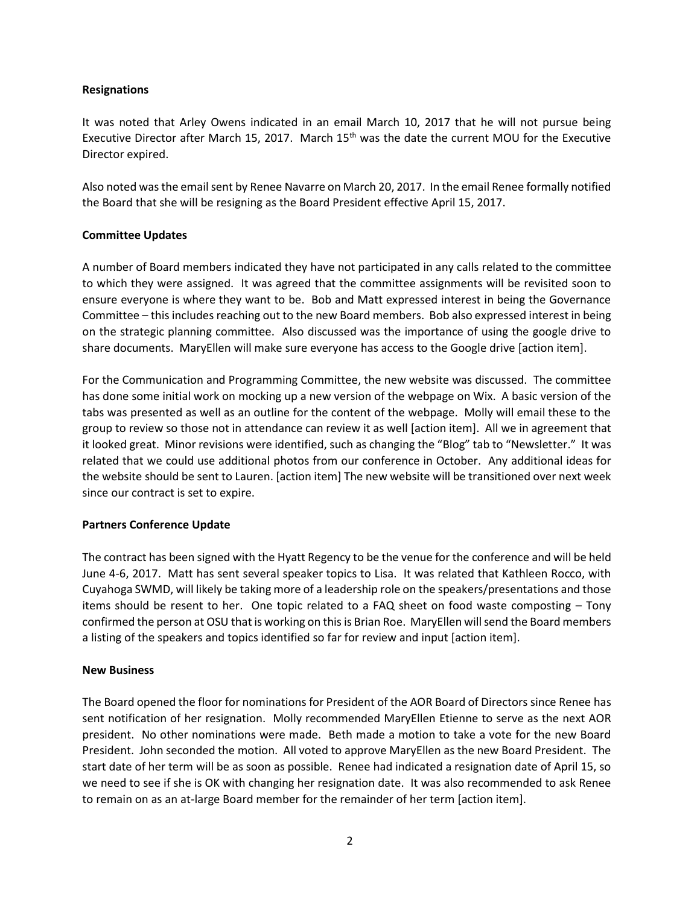**Resignations**

It was noted that Arley Owens indicated in an email March 10, 2017 that he will not pursue being Executive Director after March 15, 2017. March 15th was the date the current MOU for the Executive Director expired.

Also noted was the email sent by Renee Navarre on March 20, 2017. In the email Renee formally notified the Board that she will be resigning as the Board President effective April 15, 2017.

**Committee Updates**

A number of Board members indicated they have not participated in any calls related to the committee to which they were assigned. It was agreed that the committee assignments will be revisited soon to ensure everyone is where they want to be. Bob and Matt expressed interest in being the Governance Committee – this includes reaching out to the new Board members. Bob also expressed interest in being on the strategic planning committee. Also discussed was the importance of using the google drive to share documents. MaryEllen will make sure everyone has access to the Google drive [action item].

For the Communication and Programming Committee, the new website was discussed. The committee has done some initial work on mocking up a new version of the webpage on Wix. A basic version of the tabs was presented as well as an outline for the content of the webpage. Molly will email these to the group to review so those not in attendance can review it as well [action item]. All we in agreement that it looked great. Minor revisions were identified, such as changing the "Blog" tab to "Newsletter." It was related that we could use additional photos from our conference in October. Any additional ideas for the website should be sent to Lauren. [action item] The new website will be transitioned over next week since our contract is set to expire.

**Partners Conference Update**

The contract has been signed with the Hyatt Regency to be the venue for the conference and will be held June 4-6, 2017. Matt has sent several speaker topics to Lisa. It was related that Kathleen Rocco, with Cuyahoga SWMD, will likely be taking more of a leadership role on the speakers/presentations and those items should be resent to her. One topic related to a FAQ sheet on food waste composting – Tony confirmed the person at OSU that is working on this is Brian Roe. MaryEllen will send the Board members a listing of the speakers and topics identified so far for review and input [action item].

**New Business**

The Board opened the floor for nominations for President of the AOR Board of Directors since Renee has sent notification of her resignation. Molly recommended MaryEllen Etienne to serve as the next AOR president. No other nominations were made. Beth made a motion to take a vote for the new Board President. John seconded the motion. All voted to approve MaryEllen as the new Board President. The start date of her term will be as soon as possible. Renee had indicated a resignation date of April 15, so we need to see if she is OK with changing her resignation date. It was also recommended to ask Renee to remain on as an at-large Board member for the remainder of her term [action item].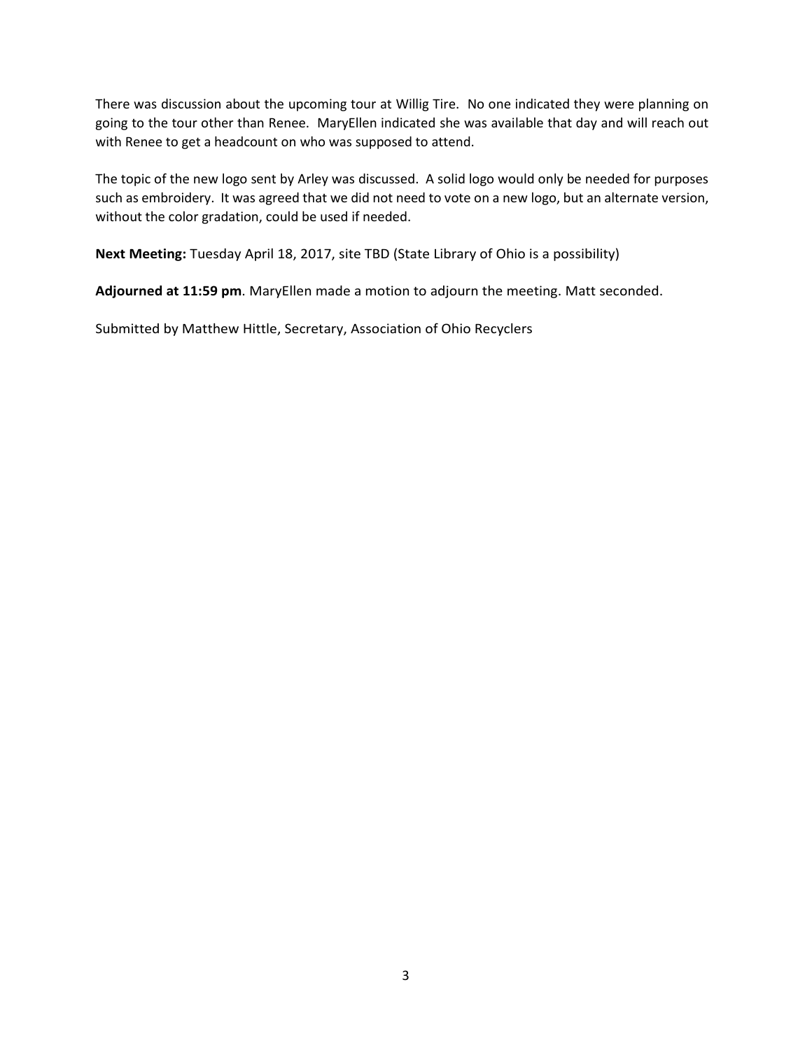There was discussion about the upcoming tour at Willig Tire. No one indicated they were planning on going to the tour other than Renee. MaryEllen indicated she was available that day and will reach out with Renee to get a headcount on who was supposed to attend.

The topic of the new logo sent by Arley was discussed. A solid logo would only be needed for purposes such as embroidery. It was agreed that we did not need to vote on a new logo, but an alternate version, without the color gradation, could be used if needed.

**Next Meeting:** Tuesday April 18, 2017, site TBD (State Library of Ohio is a possibility)

**Adjourned at 11:59 pm**. MaryEllen made a motion to adjourn the meeting. Matt seconded.

Submitted by Matthew Hittle, Secretary, Association of Ohio Recyclers